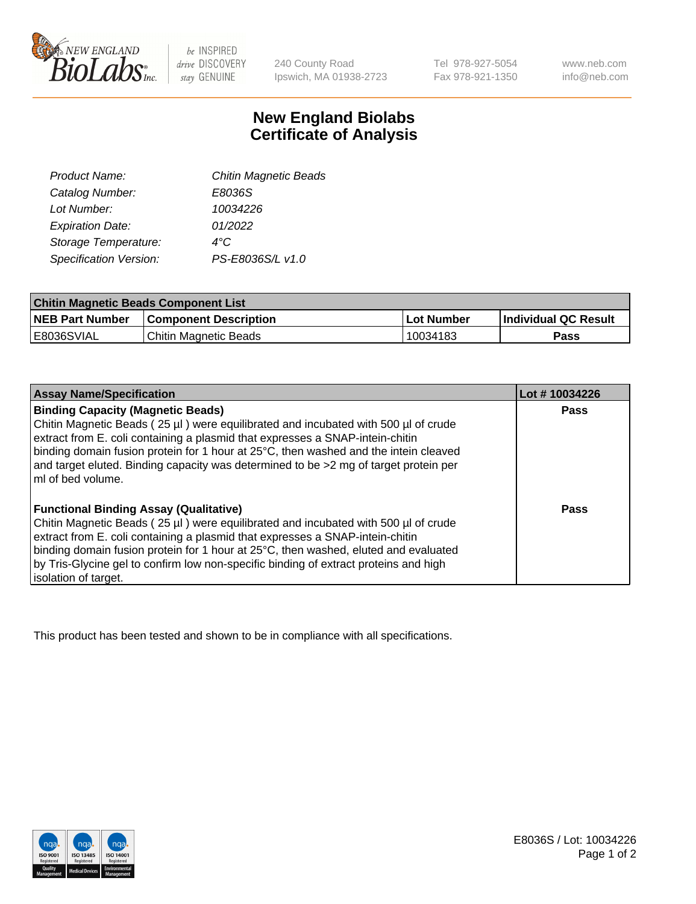# New England Biolabs
# Certificate of Analysis

| | |
|---|---|
| *Product Name:* | *Chitin Magnetic Beads* |
| *Catalog Number:* | *E8036S* |
| *Lot Number:* | *10034226* |
| *Expiration Date:* | *01/2022* |
| *Storage Temperature:* | *4°C* |
| *Specification Version:* | *PS-E8036S/L v1.0* |

| Chitin Magnetic Beads Component List | | | |
|---|---|---|---|
| **NEB Part Number** | **Component Description** | **Lot Number** | **Individual QC Result** |
| E8036SVIAL | Chitin Magnetic Beads | 10034183 | **Pass** |

| Assay Name/Specification | Lot # 10034226 |
|---|---|
| **Binding Capacity (Magnetic Beads)** Chitin Magnetic Beads ( 25 µl ) were equilibrated and incubated with 500 µl of crude extract from E. coli containing a plasmid that expresses a SNAP-intein-chitin binding domain fusion protein for 1 hour at 25°C, then washed and the intein cleaved and target eluted. Binding capacity was determined to be >2 mg of target protein per ml of bed volume. | **Pass** |
| **Functional Binding Assay (Qualitative)** Chitin Magnetic Beads ( 25 µl ) were equilibrated and incubated with 500 µl of crude extract from E. coli containing a plasmid that expresses a SNAP-intein-chitin binding domain fusion protein for 1 hour at 25°C, then washed, eluted and evaluated by Tris-Glycine gel to confirm low non-specific binding of extract proteins and high isolation of target. | **Pass** |

This product has been tested and shown to be in compliance with all specifications.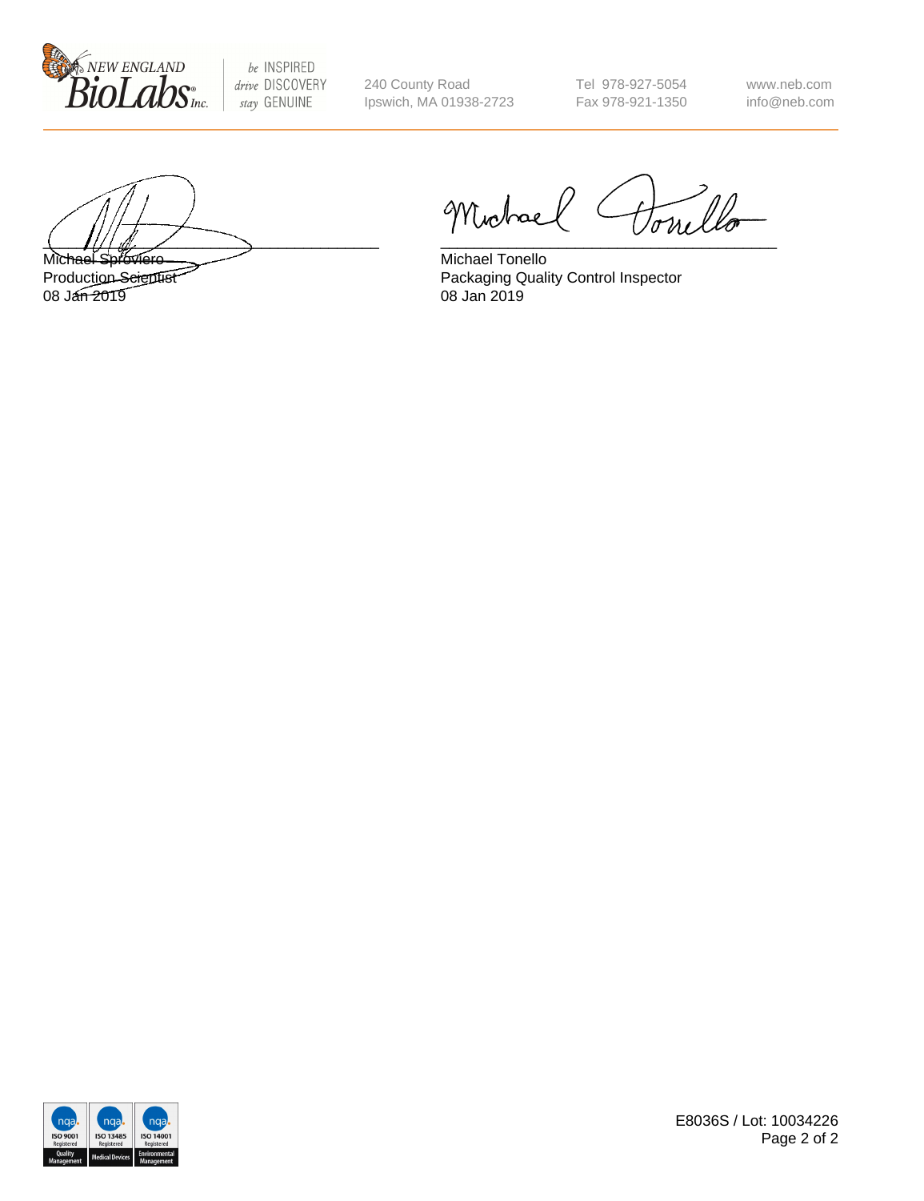Michael Sproviero
Production Scientist
08 Jan 2019

Michael Tonello
Packaging Quality Control Inspector
08 Jan 2019

E8036S / Lot: 10034226